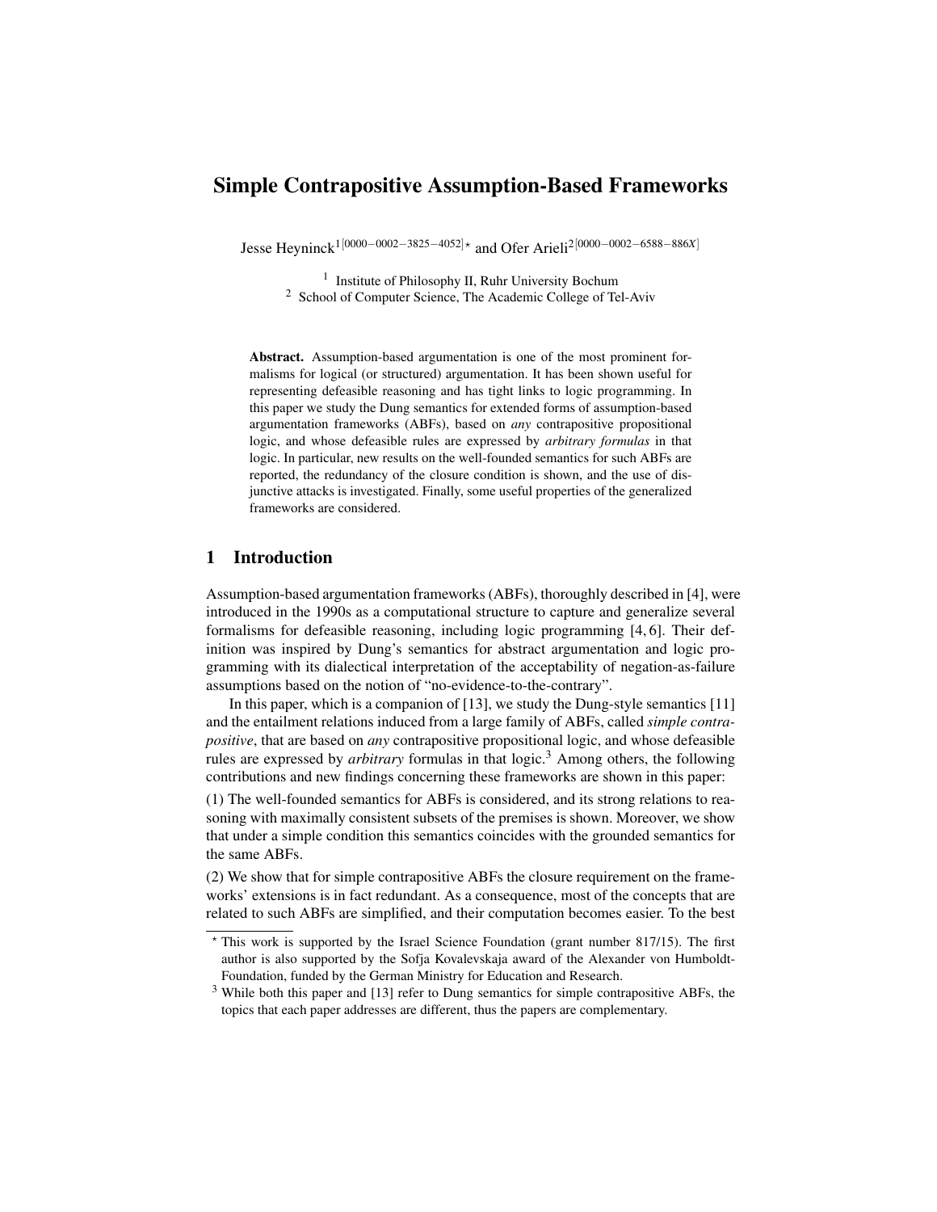# Simple Contrapositive Assumption-Based Frameworks

Jesse Heyninck[1[0000−0002−3825−4052]⋆] and Ofer Arieli[2[0000−0002−6588−886X]]

[1] Institute of Philosophy II, Ruhr University Bochum
[2] School of Computer Science, The Academic College of Tel-Aviv

**Abstract.** Assumption-based argumentation is one of the most prominent formalisms for logical (or structured) argumentation. It has been shown useful for representing defeasible reasoning and has tight links to logic programming. In this paper we study the Dung semantics for extended forms of assumption-based argumentation frameworks (ABFs), based on *any* contrapositive propositional logic, and whose defeasible rules are expressed by *arbitrary formulas* in that logic. In particular, new results on the well-founded semantics for such ABFs are reported, the redundancy of the closure condition is shown, and the use of disjunctive attacks is investigated. Finally, some useful properties of the generalized frameworks are considered.

## 1 Introduction

Assumption-based argumentation frameworks (ABFs), thoroughly described in [4], were introduced in the 1990s as a computational structure to capture and generalize several formalisms for defeasible reasoning, including logic programming [4, 6]. Their definition was inspired by Dung's semantics for abstract argumentation and logic programming with its dialectical interpretation of the acceptability of negation-as-failure assumptions based on the notion of "no-evidence-to-the-contrary".

In this paper, which is a companion of [13], we study the Dung-style semantics [11] and the entailment relations induced from a large family of ABFs, called *simple contrapositive*, that are based on *any* contrapositive propositional logic, and whose defeasible rules are expressed by *arbitrary* formulas in that logic.[3] Among others, the following contributions and new findings concerning these frameworks are shown in this paper:

(1) The well-founded semantics for ABFs is considered, and its strong relations to reasoning with maximally consistent subsets of the premises is shown. Moreover, we show that under a simple condition this semantics coincides with the grounded semantics for the same ABFs.

(2) We show that for simple contrapositive ABFs the closure requirement on the frameworks' extensions is in fact redundant. As a consequence, most of the concepts that are related to such ABFs are simplified, and their computation becomes easier. To the best

---

⋆ This work is supported by the Israel Science Foundation (grant number 817/15). The first author is also supported by the Sofja Kovalevskaja award of the Alexander von Humboldt-Foundation, funded by the German Ministry for Education and Research.

[3] While both this paper and [13] refer to Dung semantics for simple contrapositive ABFs, the topics that each paper addresses are different, thus the papers are complementary.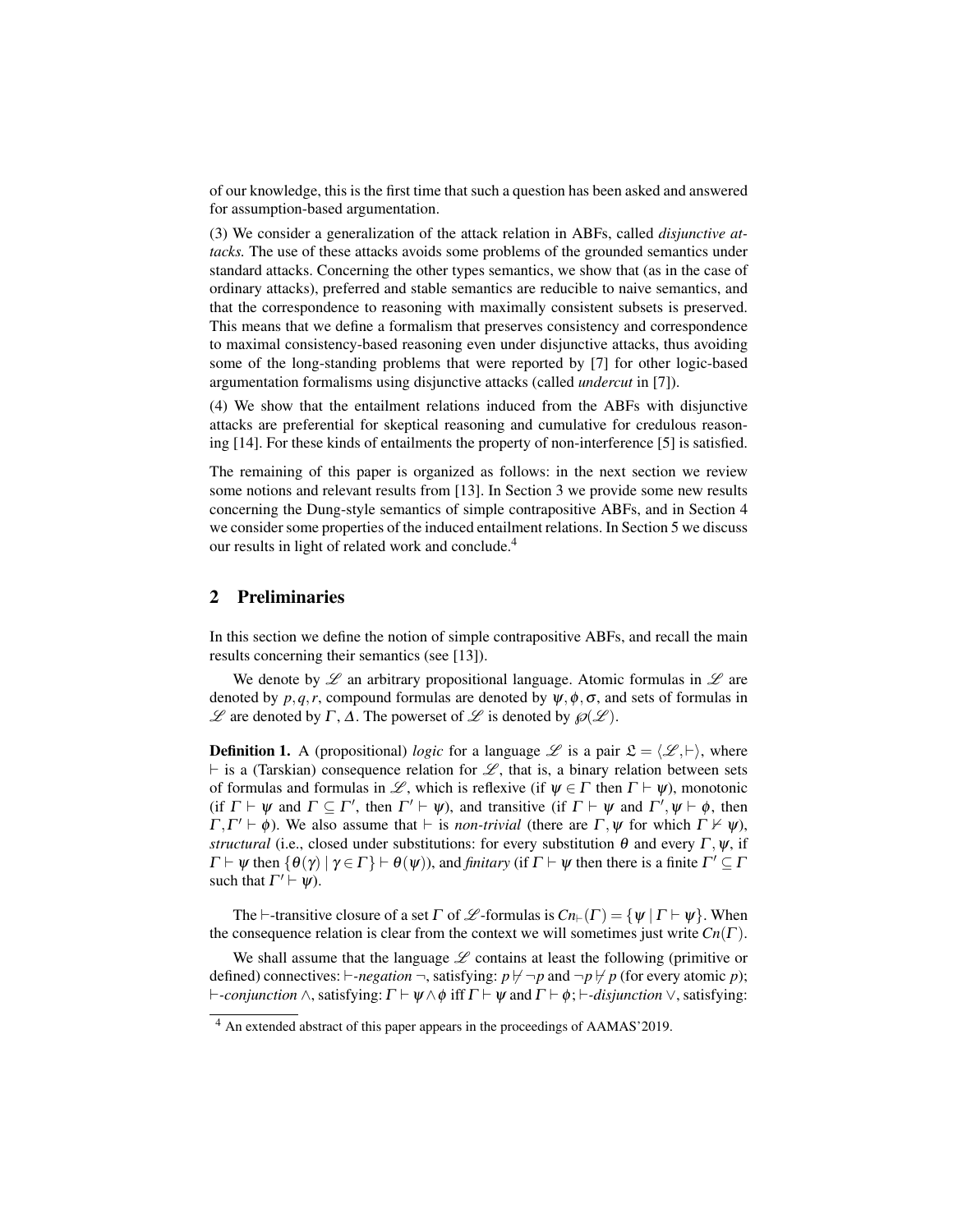of our knowledge, this is the first time that such a question has been asked and answered for assumption-based argumentation.

(3) We consider a generalization of the attack relation in ABFs, called *disjunctive attacks*. The use of these attacks avoids some problems of the grounded semantics under standard attacks. Concerning the other types semantics, we show that (as in the case of ordinary attacks), preferred and stable semantics are reducible to naive semantics, and that the correspondence to reasoning with maximally consistent subsets is preserved. This means that we define a formalism that preserves consistency and correspondence to maximal consistency-based reasoning even under disjunctive attacks, thus avoiding some of the long-standing problems that were reported by [7] for other logic-based argumentation formalisms using disjunctive attacks (called *undercut* in [7]).

(4) We show that the entailment relations induced from the ABFs with disjunctive attacks are preferential for skeptical reasoning and cumulative for credulous reasoning [14]. For these kinds of entailments the property of non-interference [5] is satisfied.

The remaining of this paper is organized as follows: in the next section we review some notions and relevant results from [13]. In Section 3 we provide some new results concerning the Dung-style semantics of simple contrapositive ABFs, and in Section 4 we consider some properties of the induced entailment relations. In Section 5 we discuss our results in light of related work and conclude.[4]

## 2 Preliminaries

In this section we define the notion of simple contrapositive ABFs, and recall the main results concerning their semantics (see [13]).

We denote by $\mathscr{L}$ an arbitrary propositional language. Atomic formulas in $\mathscr{L}$ are denoted by $p, q, r$, compound formulas are denoted by $\psi, \phi, \sigma$, and sets of formulas in $\mathscr{L}$ are denoted by $\Gamma$, $\Delta$. The powerset of $\mathscr{L}$ is denoted by $\wp(\mathscr{L})$.

**Definition 1.** A (propositional) *logic* for a language $\mathscr{L}$ is a pair $\mathfrak{L} = \langle \mathscr{L}, \vdash \rangle$, where $\vdash$ is a (Tarskian) consequence relation for $\mathscr{L}$, that is, a binary relation between sets of formulas and formulas in $\mathscr{L}$, which is reflexive (if $\psi \in \Gamma$ then $\Gamma \vdash \psi$), monotonic (if $\Gamma \vdash \psi$ and $\Gamma \subseteq \Gamma'$, then $\Gamma' \vdash \psi$), and transitive (if $\Gamma \vdash \psi$ and $\Gamma', \psi \vdash \phi$, then $\Gamma, \Gamma' \vdash \phi$). We also assume that $\vdash$ is *non-trivial* (there are $\Gamma, \psi$ for which $\Gamma \nvdash \psi$), *structural* (i.e., closed under substitutions: for every substitution $\theta$ and every $\Gamma, \psi$, if $\Gamma \vdash \psi$ then $\{\theta(\gamma) \mid \gamma \in \Gamma\} \vdash \theta(\psi)$), and *finitary* (if $\Gamma \vdash \psi$ then there is a finite $\Gamma' \subseteq \Gamma$ such that $\Gamma' \vdash \psi$).

The $\vdash$-transitive closure of a set $\Gamma$ of $\mathscr{L}$-formulas is $Cn_{\vdash}(\Gamma) = \{\psi \mid \Gamma \vdash \psi\}$. When the consequence relation is clear from the context we will sometimes just write $Cn(\Gamma)$.

We shall assume that the language $\mathscr{L}$ contains at least the following (primitive or defined) connectives: $\vdash$-*negation* $\neg$, satisfying: $p \nvdash \neg p$ and $\neg p \nvdash p$ (for every atomic $p$); $\vdash$-*conjunction* $\wedge$, satisfying: $\Gamma \vdash \psi \wedge \phi$ iff $\Gamma \vdash \psi$ and $\Gamma \vdash \phi$; $\vdash$-*disjunction* $\vee$, satisfying:

[4] An extended abstract of this paper appears in the proceedings of AAMAS'2019.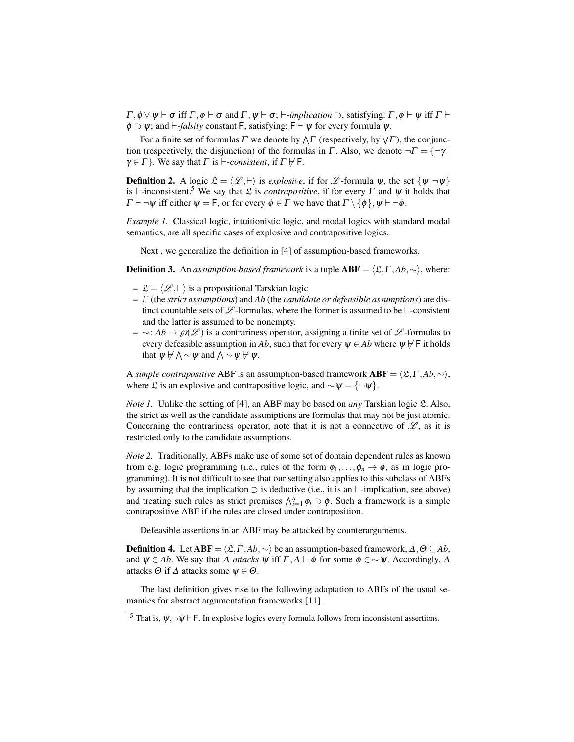$\Gamma, \phi \vee \psi \vdash \sigma$ iff $\Gamma, \phi \vdash \sigma$ and $\Gamma, \psi \vdash \sigma$; $\vdash$-*implication* $\supset$, satisfying: $\Gamma, \phi \vdash \psi$ iff $\Gamma \vdash \phi \supset \psi$; and $\vdash$-*falsity* constant $\mathsf{F}$, satisfying: $\mathsf{F} \vdash \psi$ for every formula $\psi$.

For a finite set of formulas $\Gamma$ we denote by $\bigwedge\Gamma$ (respectively, by $\bigvee\Gamma$), the conjunction (respectively, the disjunction) of the formulas in $\Gamma$. Also, we denote $\neg\Gamma = \{\neg\gamma \mid \gamma \in \Gamma\}$. We say that $\Gamma$ is $\vdash$-*consistent*, if $\Gamma \nvdash \mathsf{F}$.

**Definition 2.** A logic $\mathfrak{L} = \langle \mathscr{L}, \vdash \rangle$ is *explosive*, if for $\mathscr{L}$-formula $\psi$, the set $\{\psi, \neg\psi\}$ is $\vdash$-inconsistent.[5] We say that $\mathfrak{L}$ is *contrapositive*, if for every $\Gamma$ and $\psi$ it holds that $\Gamma \vdash \neg\psi$ iff either $\psi = \mathsf{F}$, or for every $\phi \in \Gamma$ we have that $\Gamma \setminus \{\phi\}, \psi \vdash \neg\phi$.

*Example 1.* Classical logic, intuitionistic logic, and modal logics with standard modal semantics, are all specific cases of explosive and contrapositive logics.

Next , we generalize the definition in [4] of assumption-based frameworks.

**Definition 3.** An *assumption-based framework* is a tuple $\mathbf{ABF} = \langle \mathfrak{L}, \Gamma, Ab, \sim \rangle$, where:

- $\mathfrak{L} = \langle \mathscr{L}, \vdash \rangle$ is a propositional Tarskian logic
- $\Gamma$ (the *strict assumptions*) and $Ab$ (the *candidate or defeasible assumptions*) are distinct countable sets of $\mathscr{L}$-formulas, where the former is assumed to be $\vdash$-consistent and the latter is assumed to be nonempty.
- $\sim : Ab \to \wp(\mathscr{L})$ is a contrariness operator, assigning a finite set of $\mathscr{L}$-formulas to every defeasible assumption in $Ab$, such that for every $\psi \in Ab$ where $\psi \nvdash \mathsf{F}$ it holds that $\psi \nvdash \bigwedge \sim \psi$ and $\bigwedge \sim \psi \nvdash \psi$.

A *simple contrapositive* ABF is an assumption-based framework $\mathbf{ABF} = \langle \mathfrak{L}, \Gamma, Ab, \sim \rangle$, where $\mathfrak{L}$ is an explosive and contrapositive logic, and $\sim \psi = \{\neg\psi\}$.

*Note 1.* Unlike the setting of [4], an ABF may be based on *any* Tarskian logic $\mathfrak{L}$. Also, the strict as well as the candidate assumptions are formulas that may not be just atomic. Concerning the contrariness operator, note that it is not a connective of $\mathscr{L}$, as it is restricted only to the candidate assumptions.

*Note 2.* Traditionally, ABFs make use of some set of domain dependent rules as known from e.g. logic programming (i.e., rules of the form $\phi_1, \ldots, \phi_n \to \phi$, as in logic programming). It is not difficult to see that our setting also applies to this subclass of ABFs by assuming that the implication $\supset$ is deductive (i.e., it is an $\vdash$-implication, see above) and treating such rules as strict premises $\bigwedge_{i=1}^{n} \phi_i \supset \phi$. Such a framework is a simple contrapositive ABF if the rules are closed under contraposition.

Defeasible assertions in an ABF may be attacked by counterarguments.

**Definition 4.** Let $\mathbf{ABF} = \langle \mathfrak{L}, \Gamma, Ab, \sim \rangle$ be an assumption-based framework, $\Delta, \Theta \subseteq Ab$, and $\psi \in Ab$. We say that $\Delta$ *attacks* $\psi$ iff $\Gamma, \Delta \vdash \phi$ for some $\phi \in \sim\psi$. Accordingly, $\Delta$ attacks $\Theta$ if $\Delta$ attacks some $\psi \in \Theta$.

The last definition gives rise to the following adaptation to ABFs of the usual semantics for abstract argumentation frameworks [11].

[5] That is, $\psi, \neg\psi \vdash \mathsf{F}$. In explosive logics every formula follows from inconsistent assertions.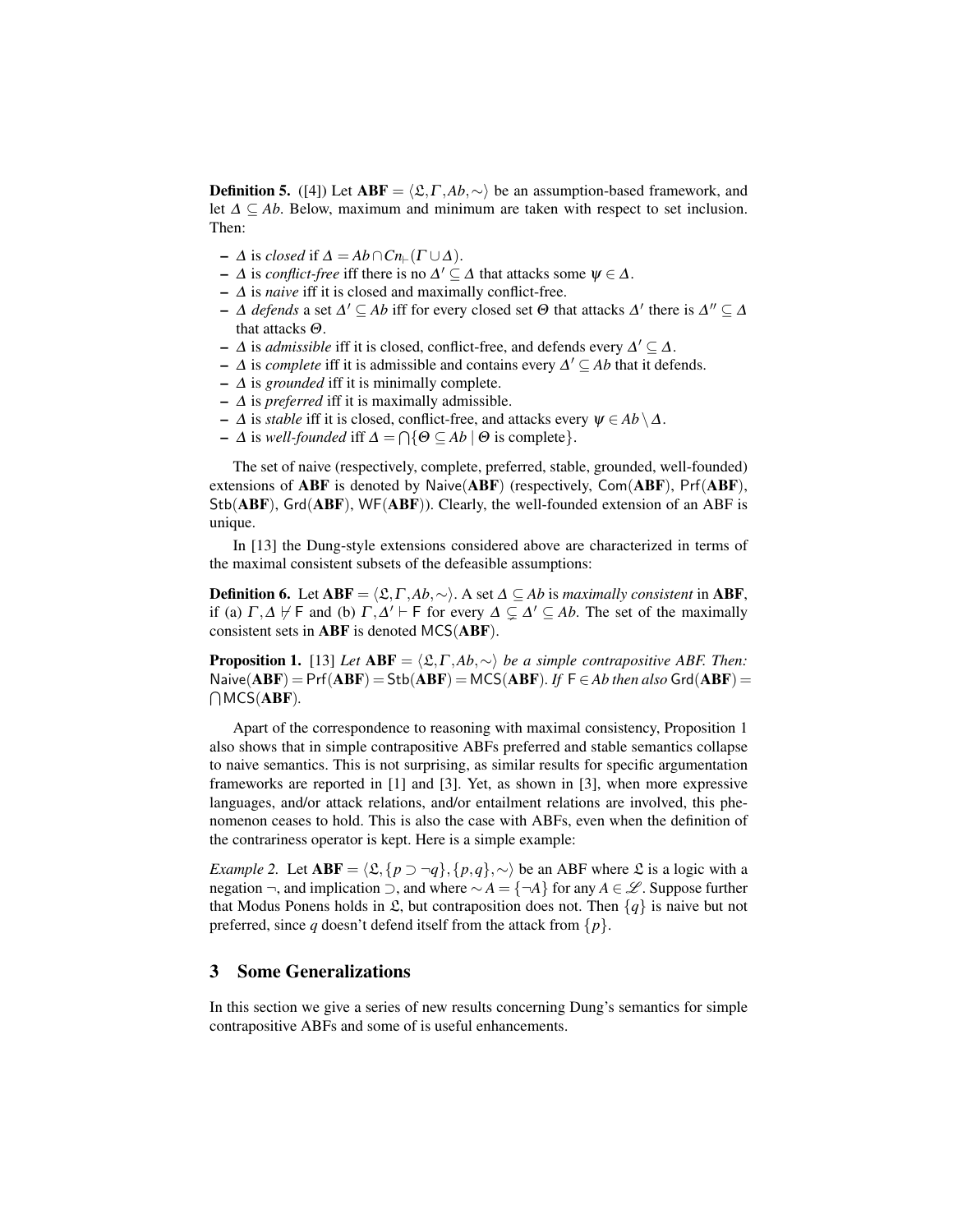**Definition 5.** ([4]) Let $\mathbf{ABF} = \langle \mathfrak{L}, \Gamma, Ab, \sim \rangle$ be an assumption-based framework, and let $\Delta \subseteq Ab$. Below, maximum and minimum are taken with respect to set inclusion. Then:

- $\Delta$ is *closed* if $\Delta = Ab \cap Cn_{\vdash}(\Gamma \cup \Delta)$.
- $\Delta$ is *conflict-free* iff there is no $\Delta' \subseteq \Delta$ that attacks some $\psi \in \Delta$.
- $\Delta$ is *naive* iff it is closed and maximally conflict-free.
- $\Delta$ *defends* a set $\Delta' \subseteq Ab$ iff for every closed set $\Theta$ that attacks $\Delta'$ there is $\Delta'' \subseteq \Delta$ that attacks $\Theta$.
- $\Delta$ is *admissible* iff it is closed, conflict-free, and defends every $\Delta' \subseteq \Delta$.
- $\Delta$ is *complete* iff it is admissible and contains every $\Delta' \subseteq Ab$ that it defends.
- $\Delta$ is *grounded* iff it is minimally complete.
- $\Delta$ is *preferred* iff it is maximally admissible.
- $\Delta$ is *stable* iff it is closed, conflict-free, and attacks every $\psi \in Ab \setminus \Delta$.
- $\Delta$ is *well-founded* iff $\Delta = \bigcap \{\Theta \subseteq Ab \mid \Theta \text{ is complete}\}$.

The set of naive (respectively, complete, preferred, stable, grounded, well-founded) extensions of $\mathbf{ABF}$ is denoted by $\mathsf{Naive}(\mathbf{ABF})$ (respectively, $\mathsf{Com}(\mathbf{ABF})$, $\mathsf{Prf}(\mathbf{ABF})$, $\mathsf{Stb}(\mathbf{ABF})$, $\mathsf{Grd}(\mathbf{ABF})$, $\mathsf{WF}(\mathbf{ABF})$). Clearly, the well-founded extension of an ABF is unique.

In [13] the Dung-style extensions considered above are characterized in terms of the maximal consistent subsets of the defeasible assumptions:

**Definition 6.** Let $\mathbf{ABF} = \langle \mathfrak{L}, \Gamma, Ab, \sim \rangle$. A set $\Delta \subseteq Ab$ is *maximally consistent* in $\mathbf{ABF}$, if (a) $\Gamma, \Delta \not\vdash \mathsf{F}$ and (b) $\Gamma, \Delta' \vdash \mathsf{F}$ for every $\Delta \subsetneq \Delta' \subseteq Ab$. The set of the maximally consistent sets in $\mathbf{ABF}$ is denoted $\mathsf{MCS}(\mathbf{ABF})$.

**Proposition 1.** [13] *Let $\mathbf{ABF} = \langle \mathfrak{L}, \Gamma, Ab, \sim \rangle$ be a simple contrapositive ABF. Then: $\mathsf{Naive}(\mathbf{ABF}) = \mathsf{Prf}(\mathbf{ABF}) = \mathsf{Stb}(\mathbf{ABF}) = \mathsf{MCS}(\mathbf{ABF})$. If $\mathsf{F} \in Ab$ then also $\mathsf{Grd}(\mathbf{ABF}) = \bigcap \mathsf{MCS}(\mathbf{ABF})$.*

Apart of the correspondence to reasoning with maximal consistency, Proposition 1 also shows that in simple contrapositive ABFs preferred and stable semantics collapse to naive semantics. This is not surprising, as similar results for specific argumentation frameworks are reported in [1] and [3]. Yet, as shown in [3], when more expressive languages, and/or attack relations, and/or entailment relations are involved, this phenomenon ceases to hold. This is also the case with ABFs, even when the definition of the contrariness operator is kept. Here is a simple example:

*Example 2.* Let $\mathbf{ABF} = \langle \mathfrak{L}, \{p \supset \neg q\}, \{p, q\}, \sim \rangle$ be an ABF where $\mathfrak{L}$ is a logic with a negation $\neg$, and implication $\supset$, and where $\sim A = \{\neg A\}$ for any $A \in \mathscr{L}$. Suppose further that Modus Ponens holds in $\mathfrak{L}$, but contraposition does not. Then $\{q\}$ is naive but not preferred, since $q$ doesn't defend itself from the attack from $\{p\}$.

## 3 Some Generalizations

In this section we give a series of new results concerning Dung's semantics for simple contrapositive ABFs and some of is useful enhancements.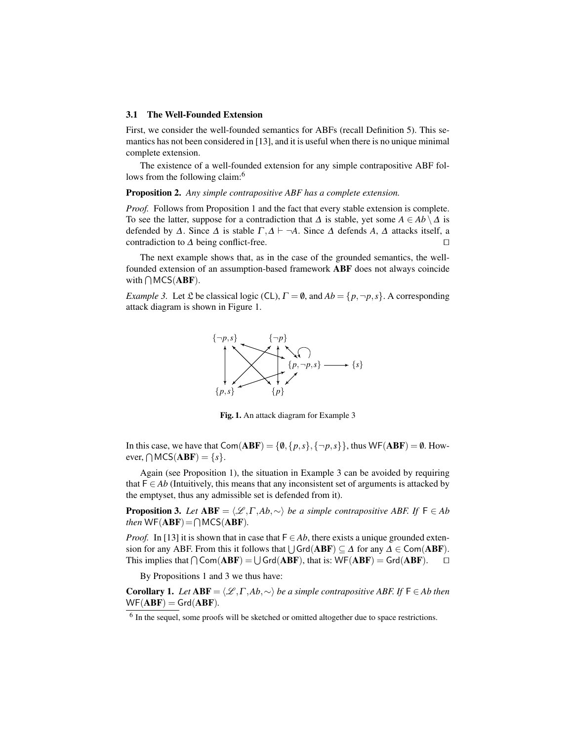### 3.1 The Well-Founded Extension

First, we consider the well-founded semantics for ABFs (recall Definition 5). This semantics has not been considered in [13], and it is useful when there is no unique minimal complete extension.

The existence of a well-founded extension for any simple contrapositive ABF follows from the following claim:[6]

**Proposition 2.** *Any simple contrapositive ABF has a complete extension.*

*Proof.* Follows from Proposition 1 and the fact that every stable extension is complete. To see the latter, suppose for a contradiction that $\Delta$ is stable, yet some $A \in Ab \setminus \Delta$ is defended by $\Delta$. Since $\Delta$ is stable $\Gamma, \Delta \vdash \neg A$. Since $\Delta$ defends $A$, $\Delta$ attacks itself, a contradiction to $\Delta$ being conflict-free. $\square$

The next example shows that, as in the case of the grounded semantics, the well-founded extension of an assumption-based framework **ABF** does not always coincide with $\bigcap \mathsf{MCS}(\mathbf{ABF})$.

*Example 3.* Let $\mathfrak{L}$ be classical logic (CL), $\Gamma = \emptyset$, and $Ab = \{p, \neg p, s\}$. A corresponding attack diagram is shown in Figure 1.

**Fig. 1.** An attack diagram for Example 3

In this case, we have that $\mathsf{Com}(\mathbf{ABF}) = \{\emptyset, \{p,s\}, \{\neg p, s\}\}$, thus $\mathsf{WF}(\mathbf{ABF}) = \emptyset$. However, $\bigcap \mathsf{MCS}(\mathbf{ABF}) = \{s\}$.

Again (see Proposition 1), the situation in Example 3 can be avoided by requiring that $\mathsf{F} \in Ab$ (Intuitively, this means that any inconsistent set of arguments is attacked by the emptyset, thus any admissible set is defended from it).

**Proposition 3.** *Let* $\mathbf{ABF} = \langle \mathscr{L}, \Gamma, Ab, \sim \rangle$ *be a simple contrapositive ABF. If* $\mathsf{F} \in Ab$ *then* $\mathsf{WF}(\mathbf{ABF}) = \bigcap \mathsf{MCS}(\mathbf{ABF})$.

*Proof.* In [13] it is shown that in case that $\mathsf{F} \in Ab$, there exists a unique grounded extension for any ABF. From this it follows that $\bigcup \mathsf{Grd}(\mathbf{ABF}) \subseteq \Delta$ for any $\Delta \in \mathsf{Com}(\mathbf{ABF})$. This implies that $\bigcap \mathsf{Com}(\mathbf{ABF}) = \bigcup \mathsf{Grd}(\mathbf{ABF})$, that is: $\mathsf{WF}(\mathbf{ABF}) = \mathsf{Grd}(\mathbf{ABF})$. $\square$

By Propositions 1 and 3 we thus have:

**Corollary 1.** *Let* $\mathbf{ABF} = \langle \mathscr{L}, \Gamma, Ab, \sim \rangle$ *be a simple contrapositive ABF. If* $\mathsf{F} \in Ab$ *then* $\mathsf{WF}(\mathbf{ABF}) = \mathsf{Grd}(\mathbf{ABF})$.

---

[6] In the sequel, some proofs will be sketched or omitted altogether due to space restrictions.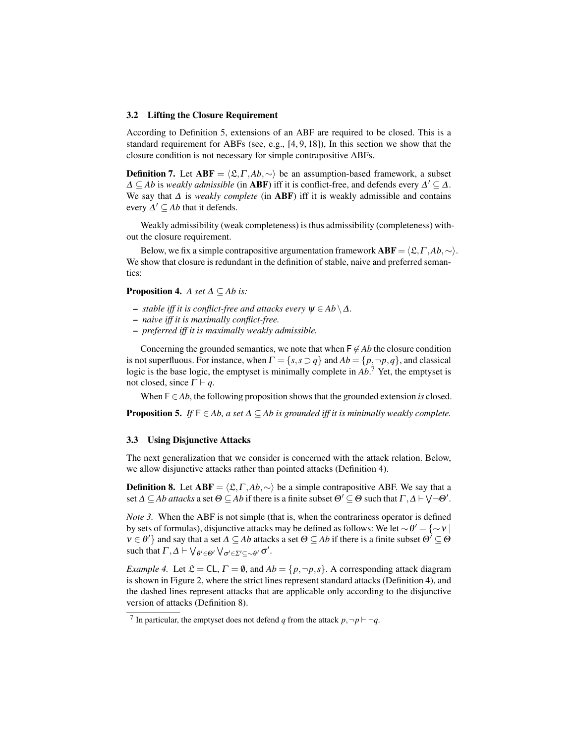### 3.2 Lifting the Closure Requirement

According to Definition 5, extensions of an ABF are required to be closed. This is a standard requirement for ABFs (see, e.g., [4, 9, 18]), In this section we show that the closure condition is not necessary for simple contrapositive ABFs.

**Definition 7.** Let $\mathbf{ABF} = \langle \mathfrak{L}, \Gamma, Ab, \sim \rangle$ be an assumption-based framework, a subset $\Delta \subseteq Ab$ is *weakly admissible* (in $\mathbf{ABF}$) iff it is conflict-free, and defends every $\Delta' \subseteq \Delta$. We say that $\Delta$ is *weakly complete* (in $\mathbf{ABF}$) iff it is weakly admissible and contains every $\Delta' \subseteq Ab$ that it defends.

Weakly admissibility (weak completeness) is thus admissibility (completeness) without the closure requirement.

Below, we fix a simple contrapositive argumentation framework $\mathbf{ABF} = \langle \mathfrak{L}, \Gamma, Ab, \sim \rangle$. We show that closure is redundant in the definition of stable, naive and preferred semantics:

**Proposition 4.** *A set $\Delta \subseteq Ab$ is:*

- *stable iff it is conflict-free and attacks every $\psi \in Ab \setminus \Delta$.*
- *naive iff it is maximally conflict-free.*
- *preferred iff it is maximally weakly admissible.*

Concerning the grounded semantics, we note that when $\mathsf{F} \notin Ab$ the closure condition is not superfluous. For instance, when $\Gamma = \{s, s \supset q\}$ and $Ab = \{p, \neg p, q\}$, and classical logic is the base logic, the emptyset is minimally complete in $Ab$.[7] Yet, the emptyset is not closed, since $\Gamma \vdash q$.

When $\mathsf{F} \in Ab$, the following proposition shows that the grounded extension *is* closed.

**Proposition 5.** *If $\mathsf{F} \in Ab$, a set $\Delta \subseteq Ab$ is grounded iff it is minimally weakly complete.*

### 3.3 Using Disjunctive Attacks

The next generalization that we consider is concerned with the attack relation. Below, we allow disjunctive attacks rather than pointed attacks (Definition 4).

**Definition 8.** Let $\mathbf{ABF} = \langle \mathfrak{L}, \Gamma, Ab, \sim \rangle$ be a simple contrapositive ABF. We say that a set $\Delta \subseteq Ab$ *attacks* a set $\Theta \subseteq Ab$ if there is a finite subset $\Theta' \subseteq \Theta$ such that $\Gamma, \Delta \vdash \bigvee \neg \Theta'$.

*Note 3.* When the ABF is not simple (that is, when the contrariness operator is defined by sets of formulas), disjunctive attacks may be defined as follows: We let $\sim \theta' = \{\sim \nu \mid \nu \in \theta'\}$ and say that a set $\Delta \subseteq Ab$ attacks a set $\Theta \subseteq Ab$ if there is a finite subset $\Theta' \subseteq \Theta$ such that $\Gamma, \Delta \vdash \bigvee_{\theta' \in \Theta'} \bigvee_{\sigma' \in \Sigma' \subseteq \sim \theta'} \sigma'$.

*Example 4.* Let $\mathfrak{L} = \mathsf{CL}$, $\Gamma = \emptyset$, and $Ab = \{p, \neg p, s\}$. A corresponding attack diagram is shown in Figure 2, where the strict lines represent standard attacks (Definition 4), and the dashed lines represent attacks that are applicable only according to the disjunctive version of attacks (Definition 8).

[7] In particular, the emptyset does not defend $q$ from the attack $p, \neg p \vdash \neg q$.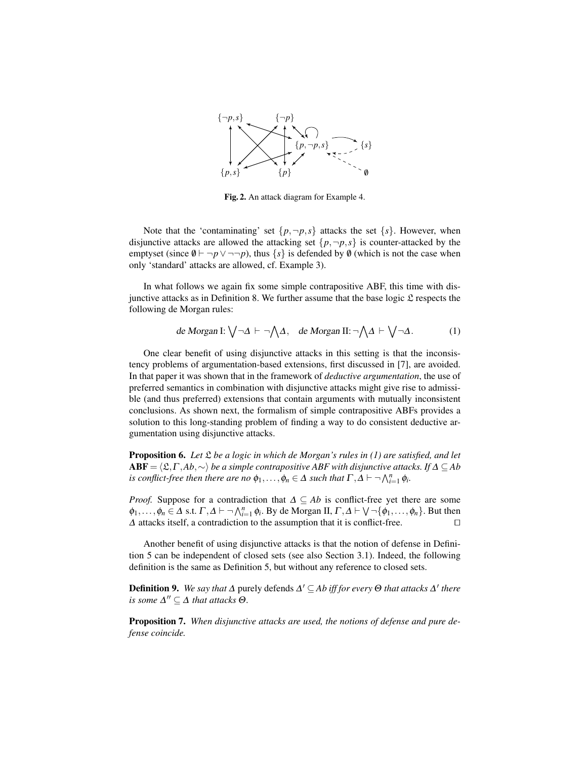**Fig. 2.** An attack diagram for Example 4.

Note that the 'contaminating' set $\{p, \neg p, s\}$ attacks the set $\{s\}$. However, when disjunctive attacks are allowed the attacking set $\{p, \neg p, s\}$ is counter-attacked by the emptyset (since $\emptyset \vdash \neg p \vee \neg\neg p$), thus $\{s\}$ is defended by $\emptyset$ (which is not the case when only 'standard' attacks are allowed, cf. Example 3).

In what follows we again fix some simple contrapositive ABF, this time with disjunctive attacks as in Definition 8. We further assume that the base logic $\mathfrak{L}$ respects the following de Morgan rules:

$$\text{de Morgan I: } \bigvee \neg \Delta \vdash \neg \bigwedge \Delta, \quad \text{de Morgan II: } \neg \bigwedge \Delta \vdash \bigvee \neg \Delta. \tag{1}$$

One clear benefit of using disjunctive attacks in this setting is that the inconsistency problems of argumentation-based extensions, first discussed in [7], are avoided. In that paper it was shown that in the framework of *deductive argumentation*, the use of preferred semantics in combination with disjunctive attacks might give rise to admissible (and thus preferred) extensions that contain arguments with mutually inconsistent conclusions. As shown next, the formalism of simple contrapositive ABFs provides a solution to this long-standing problem of finding a way to do consistent deductive argumentation using disjunctive attacks.

**Proposition 6.** *Let $\mathfrak{L}$ be a logic in which de Morgan's rules in (1) are satisfied, and let $\mathbf{ABF} = \langle \mathfrak{L}, \Gamma, Ab, \sim \rangle$ be a simple contrapositive ABF with disjunctive attacks. If $\Delta \subseteq Ab$ is conflict-free then there are no $\phi_1, \ldots, \phi_n \in \Delta$ such that $\Gamma, \Delta \vdash \neg \bigwedge_{i=1}^{n} \phi_i$.*

*Proof.* Suppose for a contradiction that $\Delta \subseteq Ab$ is conflict-free yet there are some $\phi_1, \ldots, \phi_n \in \Delta$ s.t. $\Gamma, \Delta \vdash \neg \bigwedge_{i=1}^{n} \phi_i$. By de Morgan II, $\Gamma, \Delta \vdash \bigvee \neg \{\phi_1, \ldots, \phi_n\}$. But then $\Delta$ attacks itself, a contradiction to the assumption that it is conflict-free. $\square$

Another benefit of using disjunctive attacks is that the notion of defense in Definition 5 can be independent of closed sets (see also Section 3.1). Indeed, the following definition is the same as Definition 5, but without any reference to closed sets.

**Definition 9.** *We say that $\Delta$* purely defends *$\Delta' \subseteq Ab$ iff for every $\Theta$ that attacks $\Delta'$ there is some $\Delta'' \subseteq \Delta$ that attacks $\Theta$.*

**Proposition 7.** *When disjunctive attacks are used, the notions of defense and pure defense coincide.*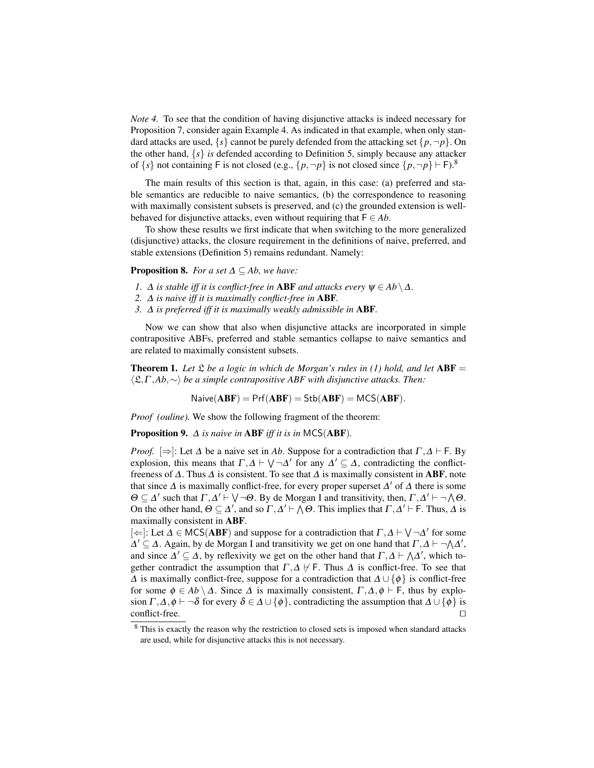*Note 4.* To see that the condition of having disjunctive attacks is indeed necessary for Proposition 7, consider again Example 4. As indicated in that example, when only standard attacks are used, $\{s\}$ cannot be purely defended from the attacking set $\{p, \neg p\}$. On the other hand, $\{s\}$ *is* defended according to Definition 5, simply because any attacker of $\{s\}$ not containing $\mathsf{F}$ is not closed (e.g., $\{p, \neg p\}$ is not closed since $\{p, \neg p\} \vdash \mathsf{F}$).[8]

The main results of this section is that, again, in this case: (a) preferred and stable semantics are reducible to naive semantics, (b) the correspondence to reasoning with maximally consistent subsets is preserved, and (c) the grounded extension is well-behaved for disjunctive attacks, even without requiring that $\mathsf{F} \in Ab$.

To show these results we first indicate that when switching to the more generalized (disjunctive) attacks, the closure requirement in the definitions of naive, preferred, and stable extensions (Definition 5) remains redundant. Namely:

**Proposition 8.** *For a set $\Delta \subseteq Ab$, we have:*

1. *$\Delta$ is stable iff it is conflict-free in* **ABF** *and attacks every $\psi \in Ab \setminus \Delta$.*
2. *$\Delta$ is naive iff it is maximally conflict-free in* **ABF**.
3. *$\Delta$ is preferred iff it is maximally weakly admissible in* **ABF**.

Now we can show that also when disjunctive attacks are incorporated in simple contrapositive ABFs, preferred and stable semantics collapse to naive semantics and are related to maximally consistent subsets.

**Theorem 1.** *Let $\mathfrak{L}$ be a logic in which de Morgan's rules in (1) hold, and let* $\mathbf{ABF} = \langle \mathfrak{L}, \Gamma, Ab, \sim \rangle$ *be a simple contrapositive ABF with disjunctive attacks. Then:*

$$\mathsf{Naive}(\mathbf{ABF}) = \mathsf{Prf}(\mathbf{ABF}) = \mathsf{Stb}(\mathbf{ABF}) = \mathsf{MCS}(\mathbf{ABF}).$$

*Proof (ouline).* We show the following fragment of the theorem:

**Proposition 9.** *$\Delta$ is naive in* **ABF** *iff it is in* $\mathsf{MCS}(\mathbf{ABF})$.

*Proof.* [$\Rightarrow$]: Let $\Delta$ be a naive set in $Ab$. Suppose for a contradiction that $\Gamma, \Delta \vdash \mathsf{F}$. By explosion, this means that $\Gamma, \Delta \vdash \bigvee \neg \Delta'$ for any $\Delta' \subseteq \Delta$, contradicting the conflict-freeness of $\Delta$. Thus $\Delta$ is consistent. To see that $\Delta$ is maximally consistent in **ABF**, note that since $\Delta$ is maximally conflict-free, for every proper superset $\Delta'$ of $\Delta$ there is some $\Theta \subseteq \Delta'$ such that $\Gamma, \Delta' \vdash \bigvee \neg \Theta$. By de Morgan I and transitivity, then, $\Gamma, \Delta' \vdash \neg \bigwedge \Theta$. On the other hand, $\Theta \subseteq \Delta'$, and so $\Gamma, \Delta' \vdash \bigwedge \Theta$. This implies that $\Gamma, \Delta' \vdash \mathsf{F}$. Thus, $\Delta$ is maximally consistent in **ABF**.
[$\Leftarrow$]: Let $\Delta \in \mathsf{MCS}(\mathbf{ABF})$ and suppose for a contradiction that $\Gamma, \Delta \vdash \bigvee \neg \Delta'$ for some $\Delta' \subseteq \Delta$. Again, by de Morgan I and transitivity we get on one hand that $\Gamma, \Delta \vdash \neg \bigwedge \Delta'$, and since $\Delta' \subseteq \Delta$, by reflexivity we get on the other hand that $\Gamma, \Delta \vdash \bigwedge \Delta'$, which together contradict the assumption that $\Gamma, \Delta \not\vdash \mathsf{F}$. Thus $\Delta$ is conflict-free. To see that $\Delta$ is maximally conflict-free, suppose for a contradiction that $\Delta \cup \{\phi\}$ is conflict-free for some $\phi \in Ab \setminus \Delta$. Since $\Delta$ is maximally consistent, $\Gamma, \Delta, \phi \vdash \mathsf{F}$, thus by explosion $\Gamma, \Delta, \phi \vdash \neg \delta$ for every $\delta \in \Delta \cup \{\phi\}$, contradicting the assumption that $\Delta \cup \{\phi\}$ is conflict-free. $\square$

[8] This is exactly the reason why the restriction to closed sets is imposed when standard attacks are used, while for disjunctive attacks this is not necessary.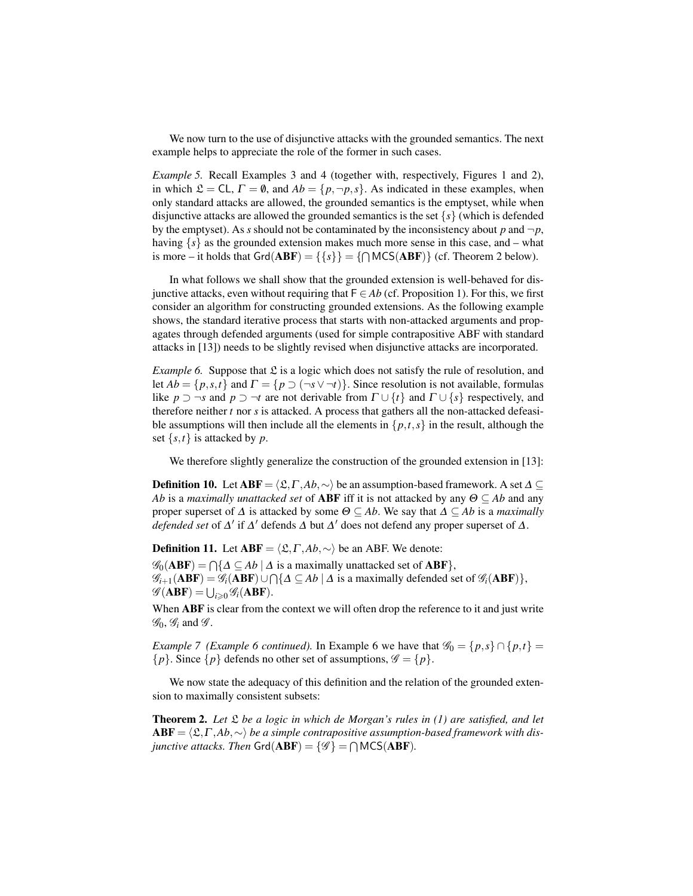We now turn to the use of disjunctive attacks with the grounded semantics. The next example helps to appreciate the role of the former in such cases.

*Example 5.* Recall Examples 3 and 4 (together with, respectively, Figures 1 and 2), in which $\mathfrak{L} = \mathsf{CL}$, $\Gamma = \emptyset$, and $Ab = \{p, \neg p, s\}$. As indicated in these examples, when only standard attacks are allowed, the grounded semantics is the emptyset, while when disjunctive attacks are allowed the grounded semantics is the set $\{s\}$ (which is defended by the emptyset). As $s$ should not be contaminated by the inconsistency about $p$ and $\neg p$, having $\{s\}$ as the grounded extension makes much more sense in this case, and – what is more – it holds that $\mathsf{Grd}(\mathbf{ABF}) = \{\{s\}\} = \{\bigcap \mathsf{MCS}(\mathbf{ABF})\}$ (cf. Theorem 2 below).

In what follows we shall show that the grounded extension is well-behaved for disjunctive attacks, even without requiring that $\mathsf{F} \in Ab$ (cf. Proposition 1). For this, we first consider an algorithm for constructing grounded extensions. As the following example shows, the standard iterative process that starts with non-attacked arguments and propagates through defended arguments (used for simple contrapositive ABF with standard attacks in [13]) needs to be slightly revised when disjunctive attacks are incorporated.

*Example 6.* Suppose that $\mathfrak{L}$ is a logic which does not satisfy the rule of resolution, and let $Ab = \{p, s, t\}$ and $\Gamma = \{p \supset (\neg s \vee \neg t)\}$. Since resolution is not available, formulas like $p \supset \neg s$ and $p \supset \neg t$ are not derivable from $\Gamma \cup \{t\}$ and $\Gamma \cup \{s\}$ respectively, and therefore neither $t$ nor $s$ is attacked. A process that gathers all the non-attacked defeasible assumptions will then include all the elements in $\{p, t, s\}$ in the result, although the set $\{s, t\}$ is attacked by $p$.

We therefore slightly generalize the construction of the grounded extension in [13]:

**Definition 10.** Let $\mathbf{ABF} = \langle \mathfrak{L}, \Gamma, Ab, \sim \rangle$ be an assumption-based framework. A set $\Delta \subseteq Ab$ is a *maximally unattacked set* of $\mathbf{ABF}$ iff it is not attacked by any $\Theta \subseteq Ab$ and any proper superset of $\Delta$ is attacked by some $\Theta \subseteq Ab$. We say that $\Delta \subseteq Ab$ is a *maximally defended set* of $\Delta'$ if $\Delta'$ defends $\Delta$ but $\Delta'$ does not defend any proper superset of $\Delta$.

**Definition 11.** Let $\mathbf{ABF} = \langle \mathfrak{L}, \Gamma, Ab, \sim \rangle$ be an ABF. We denote:

$\mathscr{G}_0(\mathbf{ABF}) = \bigcap \{\Delta \subseteq Ab \mid \Delta \text{ is a maximally unattacked set of } \mathbf{ABF}\}$,
$\mathscr{G}_{i+1}(\mathbf{ABF}) = \mathscr{G}_i(\mathbf{ABF}) \cup \bigcap \{\Delta \subseteq Ab \mid \Delta \text{ is a maximally defended set of } \mathscr{G}_i(\mathbf{ABF})\}$,
$\mathscr{G}(\mathbf{ABF}) = \bigcup_{i \geqslant 0} \mathscr{G}_i(\mathbf{ABF})$.

When $\mathbf{ABF}$ is clear from the context we will often drop the reference to it and just write $\mathscr{G}_0$, $\mathscr{G}_i$ and $\mathscr{G}$.

*Example 7 (Example 6 continued).* In Example 6 we have that $\mathscr{G}_0 = \{p, s\} \cap \{p, t\} = \{p\}$. Since $\{p\}$ defends no other set of assumptions, $\mathscr{G} = \{p\}$.

We now state the adequacy of this definition and the relation of the grounded extension to maximally consistent subsets:

**Theorem 2.** *Let $\mathfrak{L}$ be a logic in which de Morgan's rules in (1) are satisfied, and let $\mathbf{ABF} = \langle \mathfrak{L}, \Gamma, Ab, \sim \rangle$ be a simple contrapositive assumption-based framework with disjunctive attacks. Then $\mathsf{Grd}(\mathbf{ABF}) = \{\mathscr{G}\} = \bigcap \mathsf{MCS}(\mathbf{ABF})$.*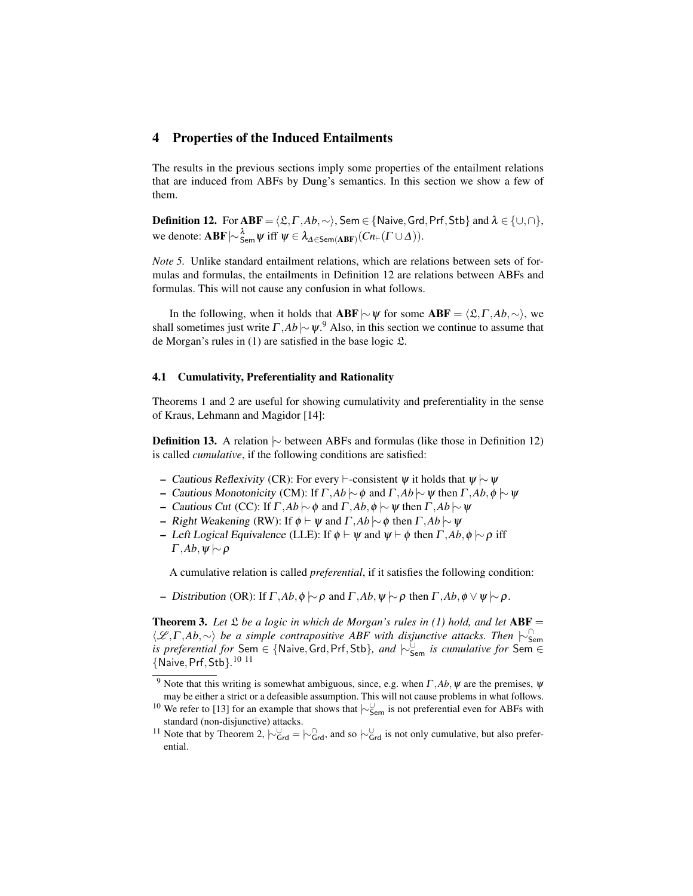## 4 Properties of the Induced Entailments

The results in the previous sections imply some properties of the entailment relations that are induced from ABFs by Dung's semantics. In this section we show a few of them.

**Definition 12.** For $\mathbf{ABF} = \langle \mathfrak{L}, \Gamma, Ab, \sim \rangle$, $\mathsf{Sem} \in \{\mathsf{Naive}, \mathsf{Grd}, \mathsf{Prf}, \mathsf{Stb}\}$ and $\lambda \in \{\cup, \cap\}$, we denote: $\mathbf{ABF} \mathrel{|\!\sim}^{\lambda}_{\mathsf{Sem}} \psi$ iff $\psi \in \lambda_{\Delta \in \mathsf{Sem}(\mathbf{ABF})}(Cn_{\vdash}(\Gamma \cup \Delta))$.

*Note 5.* Unlike standard entailment relations, which are relations between sets of formulas and formulas, the entailments in Definition 12 are relations between ABFs and formulas. This will not cause any confusion in what follows.

In the following, when it holds that $\mathbf{ABF} \mathrel{|\!\sim} \psi$ for some $\mathbf{ABF} = \langle \mathfrak{L}, \Gamma, Ab, \sim \rangle$, we shall sometimes just write $\Gamma, Ab \mathrel{|\!\sim} \psi$.[9] Also, in this section we continue to assume that de Morgan's rules in (1) are satisfied in the base logic $\mathfrak{L}$.

### 4.1 Cumulativity, Preferentiality and Rationality

Theorems 1 and 2 are useful for showing cumulativity and preferentiality in the sense of Kraus, Lehmann and Magidor [14]:

**Definition 13.** A relation $\mathrel{|\!\sim}$ between ABFs and formulas (like those in Definition 12) is called *cumulative*, if the following conditions are satisfied:

- *Cautious Reflexivity* (CR): For every $\vdash$-consistent $\psi$ it holds that $\psi \mathrel{|\!\sim} \psi$
- *Cautious Monotonicity* (CM): If $\Gamma, Ab \mathrel{|\!\sim} \phi$ and $\Gamma, Ab \mathrel{|\!\sim} \psi$ then $\Gamma, Ab, \phi \mathrel{|\!\sim} \psi$
- *Cautious Cut* (CC): If $\Gamma, Ab \mathrel{|\!\sim} \phi$ and $\Gamma, Ab, \phi \mathrel{|\!\sim} \psi$ then $\Gamma, Ab \mathrel{|\!\sim} \psi$
- *Right Weakening* (RW): If $\phi \vdash \psi$ and $\Gamma, Ab \mathrel{|\!\sim} \phi$ then $\Gamma, Ab \mathrel{|\!\sim} \psi$
- *Left Logical Equivalence* (LLE): If $\phi \vdash \psi$ and $\psi \vdash \phi$ then $\Gamma, Ab, \phi \mathrel{|\!\sim} \rho$ iff $\Gamma, Ab, \psi \mathrel{|\!\sim} \rho$

A cumulative relation is called *preferential*, if it satisfies the following condition:

- *Distribution* (OR): If $\Gamma, Ab, \phi \mathrel{|\!\sim} \rho$ and $\Gamma, Ab, \psi \mathrel{|\!\sim} \rho$ then $\Gamma, Ab, \phi \vee \psi \mathrel{|\!\sim} \rho$.

**Theorem 3.** *Let $\mathfrak{L}$ be a logic in which de Morgan's rules in (1) hold, and let $\mathbf{ABF} = \langle \mathscr{L}, \Gamma, Ab, \sim \rangle$ be a simple contrapositive ABF with disjunctive attacks. Then $\mathrel{|\!\sim}^{\cap}_{\mathsf{Sem}}$ is preferential for $\mathsf{Sem} \in \{\mathsf{Naive}, \mathsf{Grd}, \mathsf{Prf}, \mathsf{Stb}\}$, and $\mathrel{|\!\sim}^{\cup}_{\mathsf{Sem}}$ is cumulative for $\mathsf{Sem} \in \{\mathsf{Naive}, \mathsf{Prf}, \mathsf{Stb}\}$.*[10] [11]

---

[9] Note that this writing is somewhat ambiguous, since, e.g. when $\Gamma, Ab, \psi$ are the premises, $\psi$ may be either a strict or a defeasible assumption. This will not cause problems in what follows.

[10] We refer to [13] for an example that shows that $\mathrel{|\!\sim}^{\cup}_{\mathsf{Sem}}$ is not preferential even for ABFs with standard (non-disjunctive) attacks.

[11] Note that by Theorem 2, $\mathrel{|\!\sim}^{\cup}_{\mathsf{Grd}} = \mathrel{|\!\sim}^{\cap}_{\mathsf{Grd}}$, and so $\mathrel{|\!\sim}^{\cup}_{\mathsf{Grd}}$ is not only cumulative, but also preferential.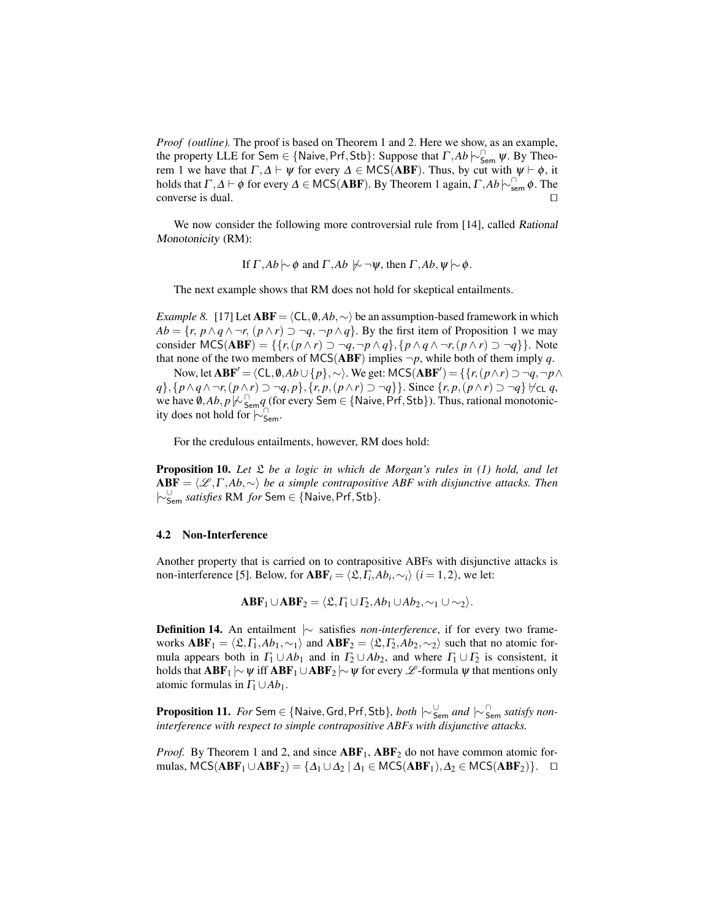*Proof (outline).* The proof is based on Theorem 1 and 2. Here we show, as an example, the property LLE for $\mathsf{Sem} \in \{\mathsf{Naive}, \mathsf{Prf}, \mathsf{Stb}\}$: Suppose that $\Gamma, Ab \mid\!\sim^{\cap}_{\mathsf{Sem}} \psi$. By Theorem 1 we have that $\Gamma, \Delta \vdash \psi$ for every $\Delta \in \mathsf{MCS}(\mathbf{ABF})$. Thus, by cut with $\psi \vdash \phi$, it holds that $\Gamma, \Delta \vdash \phi$ for every $\Delta \in \mathsf{MCS}(\mathbf{ABF})$. By Theorem 1 again, $\Gamma, Ab \mid\!\sim^{\cap}_{\mathsf{sem}} \phi$. The converse is dual. $\square$

We now consider the following more controversial rule from [14], called *Rational Monotonicity* (RM):

$$\text{If } \Gamma, Ab \mid\!\sim \phi \text{ and } \Gamma, Ab \not\mid\!\sim \neg\psi, \text{ then } \Gamma, Ab, \psi \mid\!\sim \phi.$$

The next example shows that RM does not hold for skeptical entailments.

*Example 8.* [17] Let $\mathbf{ABF} = \langle \mathsf{CL}, \emptyset, Ab, \sim \rangle$ be an assumption-based framework in which $Ab = \{r,\, p \wedge q \wedge \neg r,\, (p \wedge r) \supset \neg q,\, \neg p \wedge q\}$. By the first item of Proposition 1 we may consider $\mathsf{MCS}(\mathbf{ABF}) = \{\{r, (p \wedge r) \supset \neg q, \neg p \wedge q\}, \{p \wedge q \wedge \neg r, (p \wedge r) \supset \neg q\}\}$. Note that none of the two members of $\mathsf{MCS}(\mathbf{ABF})$ implies $\neg p$, while both of them imply $q$.

Now, let $\mathbf{ABF}' = \langle \mathsf{CL}, \emptyset, Ab \cup \{p\}, \sim \rangle$. We get: $\mathsf{MCS}(\mathbf{ABF}') = \{\{r, (p \wedge r) \supset \neg q, \neg p \wedge q\}, \{p \wedge q \wedge \neg r, (p \wedge r) \supset \neg q, p\}, \{r, p, (p \wedge r) \supset \neg q\}\}$. Since $\{r, p, (p \wedge r) \supset \neg q\} \not\vdash_{\mathsf{CL}} q$, we have $\emptyset, Ab, p \not\mid\!\sim^{\cap}_{\mathsf{Sem}} q$ (for every $\mathsf{Sem} \in \{\mathsf{Naive}, \mathsf{Prf}, \mathsf{Stb}\}$). Thus, rational monotonicity does not hold for $\mid\!\sim^{\cap}_{\mathsf{Sem}}$.

For the credulous entailments, however, RM does hold:

**Proposition 10.** *Let $\mathfrak{L}$ be a logic in which de Morgan's rules in (1) hold, and let $\mathbf{ABF} = \langle \mathscr{L}, \Gamma, Ab, \sim \rangle$ be a simple contrapositive ABF with disjunctive attacks. Then $\mid\!\sim^{\cup}_{\mathsf{Sem}}$ satisfies* RM *for* $\mathsf{Sem} \in \{\mathsf{Naive}, \mathsf{Prf}, \mathsf{Stb}\}$.

### 4.2 Non-Interference

Another property that is carried on to contrapositive ABFs with disjunctive attacks is non-interference [5]. Below, for $\mathbf{ABF}_i = \langle \mathfrak{L}, \Gamma_i, Ab_i, \sim_i \rangle$ $(i = 1, 2)$, we let:

$$\mathbf{ABF}_1 \cup \mathbf{ABF}_2 = \langle \mathfrak{L}, \Gamma_1 \cup \Gamma_2, Ab_1 \cup Ab_2, \sim_1 \cup \sim_2 \rangle.$$

**Definition 14.** An entailment $\mid\!\sim$ satisfies *non-interference*, if for every two frameworks $\mathbf{ABF}_1 = \langle \mathfrak{L}, \Gamma_1, Ab_1, \sim_1 \rangle$ and $\mathbf{ABF}_2 = \langle \mathfrak{L}, \Gamma_2, Ab_2, \sim_2 \rangle$ such that no atomic formula appears both in $\Gamma_1 \cup Ab_1$ and in $\Gamma_2 \cup Ab_2$, and where $\Gamma_1 \cup \Gamma_2$ is consistent, it holds that $\mathbf{ABF}_1 \mid\!\sim \psi$ iff $\mathbf{ABF}_1 \cup \mathbf{ABF}_2 \mid\!\sim \psi$ for every $\mathscr{L}$-formula $\psi$ that mentions only atomic formulas in $\Gamma_1 \cup Ab_1$.

**Proposition 11.** *For* $\mathsf{Sem} \in \{\mathsf{Naive}, \mathsf{Grd}, \mathsf{Prf}, \mathsf{Stb}\}$*, both* $\mid\!\sim^{\cup}_{\mathsf{Sem}}$ *and* $\mid\!\sim^{\cap}_{\mathsf{Sem}}$ *satisfy non-interference with respect to simple contrapositive ABFs with disjunctive attacks.*

*Proof.* By Theorem 1 and 2, and since $\mathbf{ABF}_1$, $\mathbf{ABF}_2$ do not have common atomic formulas, $\mathsf{MCS}(\mathbf{ABF}_1 \cup \mathbf{ABF}_2) = \{\Delta_1 \cup \Delta_2 \mid \Delta_1 \in \mathsf{MCS}(\mathbf{ABF}_1), \Delta_2 \in \mathsf{MCS}(\mathbf{ABF}_2)\}$. $\square$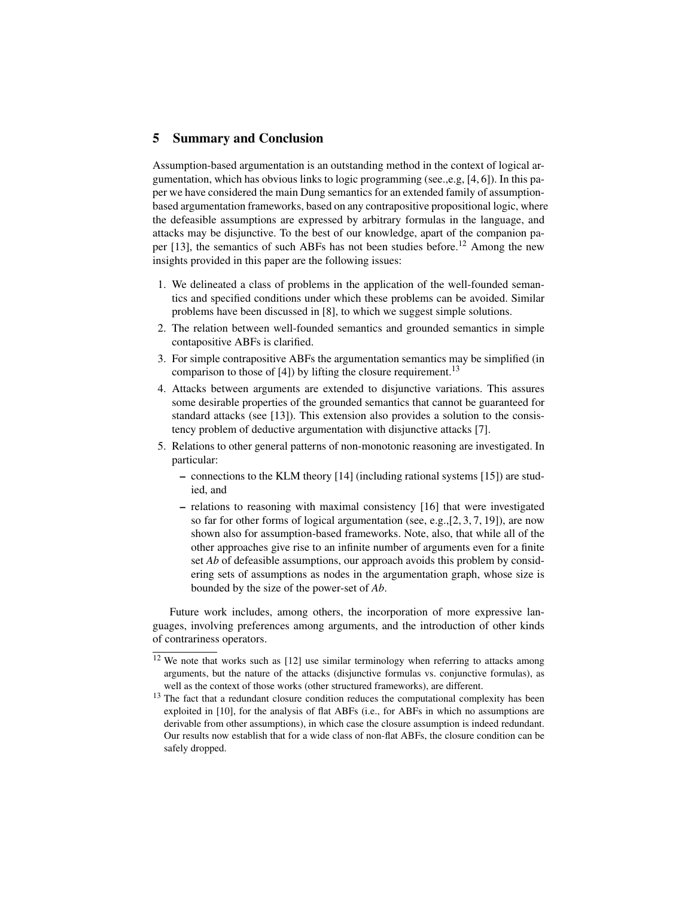## 5 Summary and Conclusion

Assumption-based argumentation is an outstanding method in the context of logical argumentation, which has obvious links to logic programming (see.,e.g, [4, 6]). In this paper we have considered the main Dung semantics for an extended family of assumption-based argumentation frameworks, based on any contrapositive propositional logic, where the defeasible assumptions are expressed by arbitrary formulas in the language, and attacks may be disjunctive. To the best of our knowledge, apart of the companion paper [13], the semantics of such ABFs has not been studies before.[12] Among the new insights provided in this paper are the following issues:

1. We delineated a class of problems in the application of the well-founded semantics and specified conditions under which these problems can be avoided. Similar problems have been discussed in [8], to which we suggest simple solutions.
2. The relation between well-founded semantics and grounded semantics in simple contapositive ABFs is clarified.
3. For simple contrapositive ABFs the argumentation semantics may be simplified (in comparison to those of [4]) by lifting the closure requirement.[13]
4. Attacks between arguments are extended to disjunctive variations. This assures some desirable properties of the grounded semantics that cannot be guaranteed for standard attacks (see [13]). This extension also provides a solution to the consistency problem of deductive argumentation with disjunctive attacks [7].
5. Relations to other general patterns of non-monotonic reasoning are investigated. In particular:
   - connections to the KLM theory [14] (including rational systems [15]) are studied, and
   - relations to reasoning with maximal consistency [16] that were investigated so far for other forms of logical argumentation (see, e.g.,[2, 3, 7, 19]), are now shown also for assumption-based frameworks. Note, also, that while all of the other approaches give rise to an infinite number of arguments even for a finite set *Ab* of defeasible assumptions, our approach avoids this problem by considering sets of assumptions as nodes in the argumentation graph, whose size is bounded by the size of the power-set of *Ab*.

Future work includes, among others, the incorporation of more expressive languages, involving preferences among arguments, and the introduction of other kinds of contrariness operators.

[12] We note that works such as [12] use similar terminology when referring to attacks among arguments, but the nature of the attacks (disjunctive formulas vs. conjunctive formulas), as well as the context of those works (other structured frameworks), are different.

[13] The fact that a redundant closure condition reduces the computational complexity has been exploited in [10], for the analysis of flat ABFs (i.e., for ABFs in which no assumptions are derivable from other assumptions), in which case the closure assumption is indeed redundant. Our results now establish that for a wide class of non-flat ABFs, the closure condition can be safely dropped.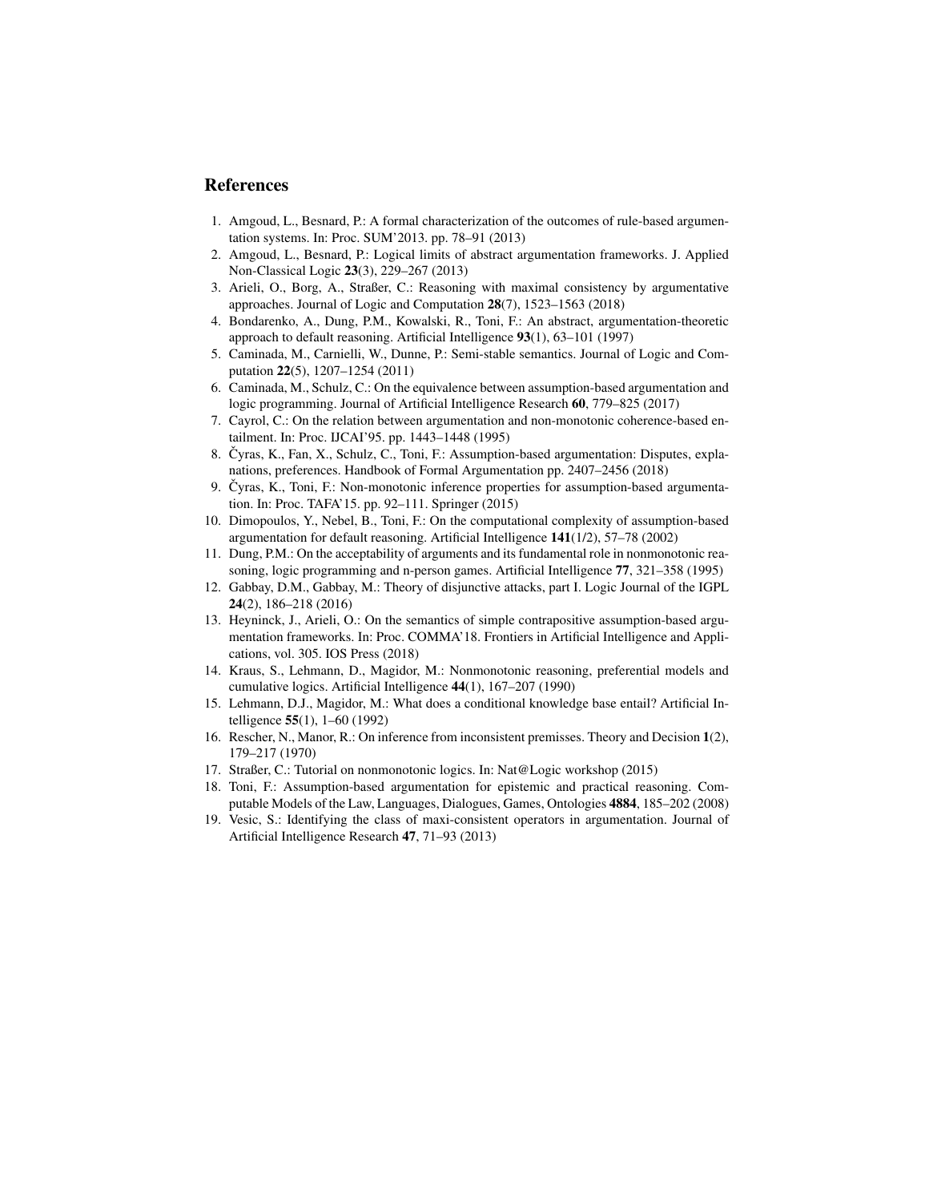## References

1. Amgoud, L., Besnard, P.: A formal characterization of the outcomes of rule-based argumentation systems. In: Proc. SUM'2013. pp. 78–91 (2013)
2. Amgoud, L., Besnard, P.: Logical limits of abstract argumentation frameworks. J. Applied Non-Classical Logic **23**(3), 229–267 (2013)
3. Arieli, O., Borg, A., Straßer, C.: Reasoning with maximal consistency by argumentative approaches. Journal of Logic and Computation **28**(7), 1523–1563 (2018)
4. Bondarenko, A., Dung, P.M., Kowalski, R., Toni, F.: An abstract, argumentation-theoretic approach to default reasoning. Artificial Intelligence **93**(1), 63–101 (1997)
5. Caminada, M., Carnielli, W., Dunne, P.: Semi-stable semantics. Journal of Logic and Computation **22**(5), 1207–1254 (2011)
6. Caminada, M., Schulz, C.: On the equivalence between assumption-based argumentation and logic programming. Journal of Artificial Intelligence Research **60**, 779–825 (2017)
7. Cayrol, C.: On the relation between argumentation and non-monotonic coherence-based entailment. In: Proc. IJCAI'95. pp. 1443–1448 (1995)
8. Čyras, K., Fan, X., Schulz, C., Toni, F.: Assumption-based argumentation: Disputes, explanations, preferences. Handbook of Formal Argumentation pp. 2407–2456 (2018)
9. Čyras, K., Toni, F.: Non-monotonic inference properties for assumption-based argumentation. In: Proc. TAFA'15. pp. 92–111. Springer (2015)
10. Dimopoulos, Y., Nebel, B., Toni, F.: On the computational complexity of assumption-based argumentation for default reasoning. Artificial Intelligence **141**(1/2), 57–78 (2002)
11. Dung, P.M.: On the acceptability of arguments and its fundamental role in nonmonotonic reasoning, logic programming and n-person games. Artificial Intelligence **77**, 321–358 (1995)
12. Gabbay, D.M., Gabbay, M.: Theory of disjunctive attacks, part I. Logic Journal of the IGPL **24**(2), 186–218 (2016)
13. Heyninck, J., Arieli, O.: On the semantics of simple contrapositive assumption-based argumentation frameworks. In: Proc. COMMA'18. Frontiers in Artificial Intelligence and Applications, vol. 305. IOS Press (2018)
14. Kraus, S., Lehmann, D., Magidor, M.: Nonmonotonic reasoning, preferential models and cumulative logics. Artificial Intelligence **44**(1), 167–207 (1990)
15. Lehmann, D.J., Magidor, M.: What does a conditional knowledge base entail? Artificial Intelligence **55**(1), 1–60 (1992)
16. Rescher, N., Manor, R.: On inference from inconsistent premisses. Theory and Decision **1**(2), 179–217 (1970)
17. Straßer, C.: Tutorial on nonmonotonic logics. In: Nat@Logic workshop (2015)
18. Toni, F.: Assumption-based argumentation for epistemic and practical reasoning. Computable Models of the Law, Languages, Dialogues, Games, Ontologies **4884**, 185–202 (2008)
19. Vesic, S.: Identifying the class of maxi-consistent operators in argumentation. Journal of Artificial Intelligence Research **47**, 71–93 (2013)